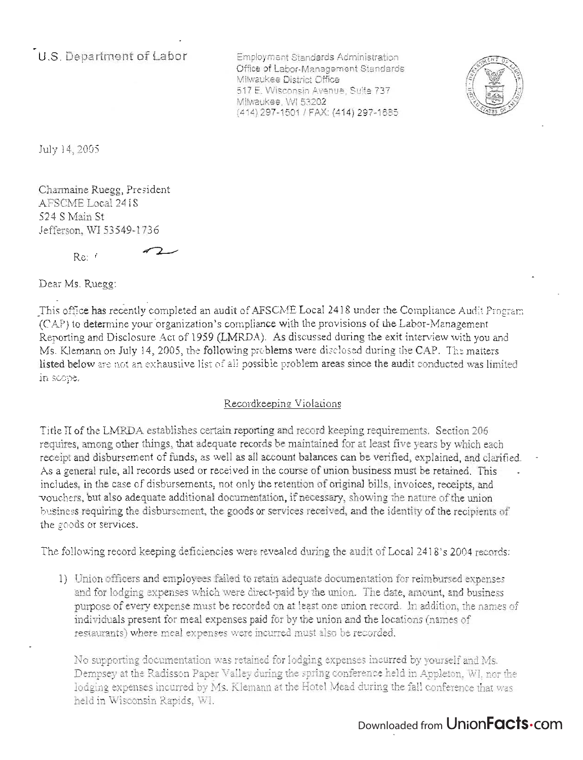U.S. Department of Labor

Employment Standards Administration
Office of Labor-Management Standards
Milwaukee District Office
517 E. Wisconsin Avenue, Suite 737
Milwaukee, WI 53202
(414) 297-1501 / FAX: (414) 297-1685

July 14, 2005

Charmaine Ruegg, President
AFSCME Local 2418
524 S Main St
Jefferson, WI 53549-1736

Re:

Dear Ms. Ruegg:

This office has recently completed an audit of AFSCME Local 2418 under the Compliance Audit Program (CAP) to determine your organization's compliance with the provisions of the Labor-Management Reporting and Disclosure Act of 1959 (LMRDA). As discussed during the exit interview with you and Ms. Klemann on July 14, 2005, the following problems were disclosed during the CAP. The matters listed below are not an exhaustive list of all possible problem areas since the audit conducted was limited in scope.

## Recordkeeping Violations

Title II of the LMRDA establishes certain reporting and record keeping requirements. Section 206 requires, among other things, that adequate records be maintained for at least five years by which each receipt and disbursement of funds, as well as all account balances can be verified, explained, and clarified. As a general rule, all records used or received in the course of union business must be retained. This includes, in the case of disbursements, not only the retention of original bills, invoices, receipts, and vouchers, but also adequate additional documentation, if necessary, showing the nature of the union business requiring the disbursement, the goods or services received, and the identity of the recipients of the goods or services.

The following record keeping deficiencies were revealed during the audit of Local 2418's 2004 records:

1) Union officers and employees failed to retain adequate documentation for reimbursed expenses and for lodging expenses which were direct-paid by the union. The date, amount, and business purpose of every expense must be recorded on at least one union record. In addition, the names of individuals present for meal expenses paid for by the union and the locations (names of restaurants) where meal expenses were incurred must also be recorded.

   No supporting documentation was retained for lodging expenses incurred by yourself and Ms. Dempsey at the Radisson Paper Valley during the spring conference held in Appleton, WI, nor the lodging expenses incurred by Ms. Klemann at the Hotel Mead during the fall conference that was held in Wisconsin Rapids, WI.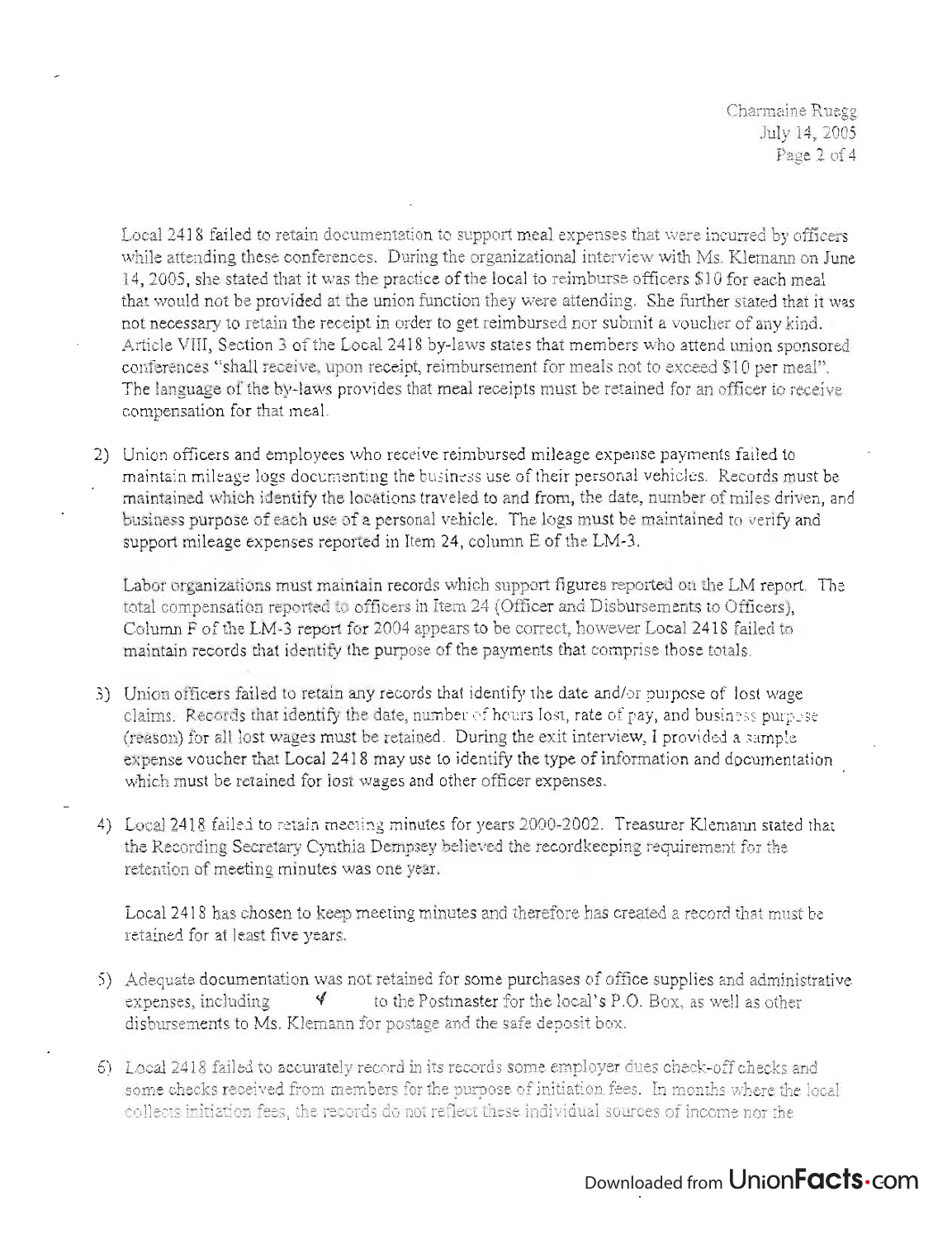Local 2418 failed to retain documentation to support meal expenses that were incurred by officers while attending these conferences. During the organizational interview with Ms. Klemann on June 14, 2005, she stated that it was the practice of the local to reimburse officers $10 for each meal that would not be provided at the union function they were attending. She further stated that it was not necessary to retain the receipt in order to get reimbursed nor submit a voucher of any kind. Article VIII, Section 3 of the Local 2418 by-laws states that members who attend union sponsored conferences "shall receive, upon receipt, reimbursement for meals not to exceed $10 per meal". The language of the by-laws provides that meal receipts must be retained for an officer to receive compensation for that meal.

2) Union officers and employees who receive reimbursed mileage expense payments failed to maintain mileage logs documenting the business use of their personal vehicles. Records must be maintained which identify the locations traveled to and from, the date, number of miles driven, and business purpose of each use of a personal vehicle. The logs must be maintained to verify and support mileage expenses reported in Item 24, column E of the LM-3.

   Labor organizations must maintain records which support figures reported on the LM report. The total compensation reported to officers in Item 24 (Officer and Disbursements to Officers), Column F of the LM-3 report for 2004 appears to be correct, however Local 2418 failed to maintain records that identify the purpose of the payments that comprise those totals.

3) Union officers failed to retain any records that identify the date and/or purpose of lost wage claims. Records that identify the date, number of hours lost, rate of pay, and business purpose (reason) for all lost wages must be retained. During the exit interview, I provided a sample expense voucher that Local 2418 may use to identify the type of information and documentation which must be retained for lost wages and other officer expenses.

4) Local 2418 failed to retain meeting minutes for years 2000-2002. Treasurer Klemann stated that the Recording Secretary Cynthia Dempsey believed the recordkeeping requirement for the retention of meeting minutes was one year.

   Local 2418 has chosen to keep meeting minutes and therefore has created a record that must be retained for at least five years.

5) Adequate documentation was not retained for some purchases of office supplies and administrative expenses, including to the Postmaster for the local's P.O. Box, as well as other disbursements to Ms. Klemann for postage and the safe deposit box.

6) Local 2418 failed to accurately record in its records some employer dues check-off checks and some checks received from members for the purpose of initiation fees. In months where the local collects initiation fees, the records do not reflect these individual sources of income nor the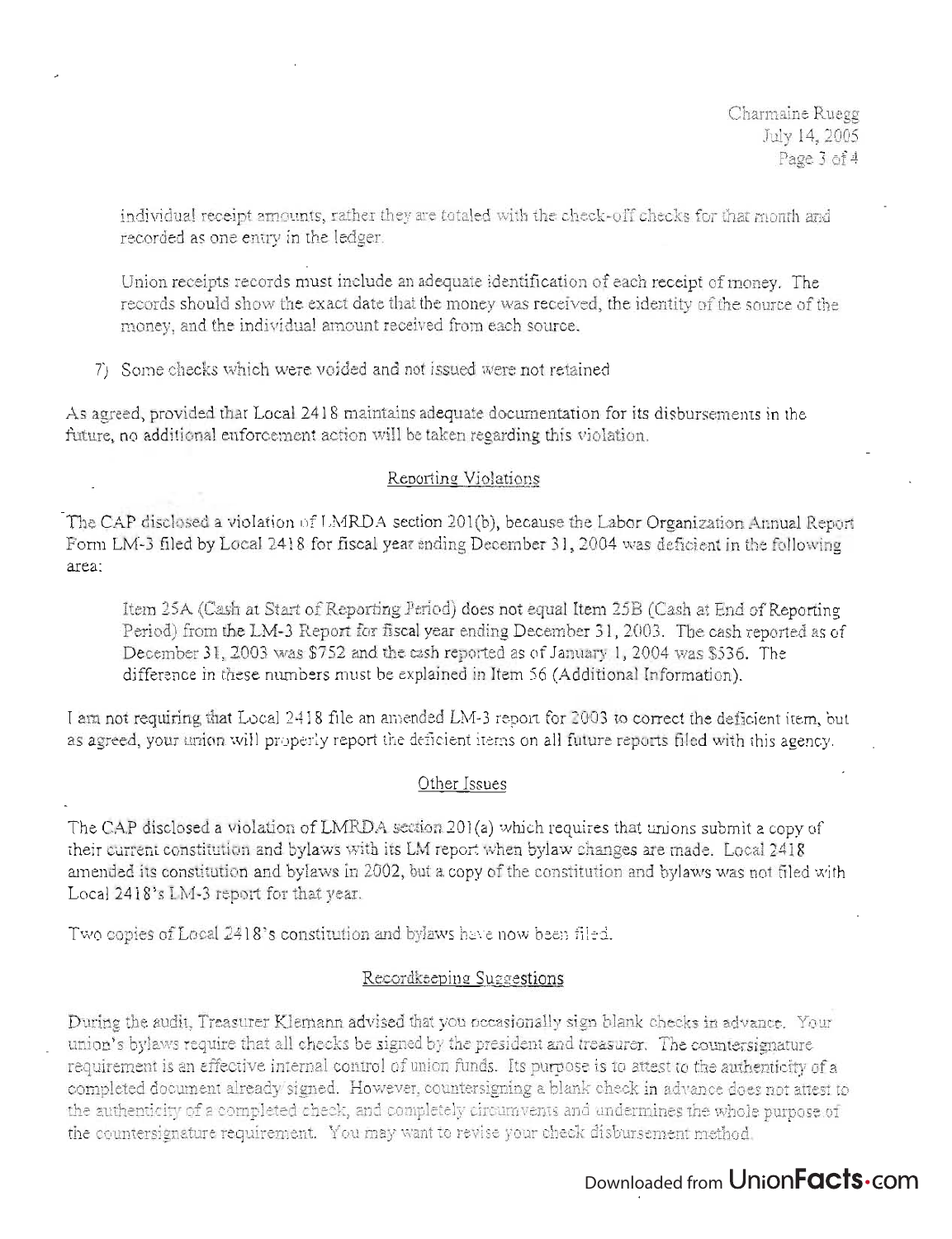individual receipt amounts, rather they are totaled with the check-off checks for that month and recorded as one entry in the ledger.

Union receipts records must include an adequate identification of each receipt of money. The records should show the exact date that the money was received, the identity of the source of the money, and the individual amount received from each source.

7) Some checks which were voided and not issued were not retained

As agreed, provided that Local 2418 maintains adequate documentation for its disbursements in the future, no additional enforcement action will be taken regarding this violation.

## Reporting Violations

The CAP disclosed a violation of LMRDA section 201(b), because the Labor Organization Annual Report Form LM-3 filed by Local 2418 for fiscal year ending December 31, 2004 was deficient in the following area:

Item 25A (Cash at Start of Reporting Period) does not equal Item 25B (Cash at End of Reporting Period) from the LM-3 Report for fiscal year ending December 31, 2003. The cash reported as of December 31, 2003 was $752 and the cash reported as of January 1, 2004 was $536. The difference in these numbers must be explained in Item 56 (Additional Information).

I am not requiring that Local 2418 file an amended LM-3 report for 2003 to correct the deficient item, but as agreed, your union will properly report the deficient items on all future reports filed with this agency.

## Other Issues

The CAP disclosed a violation of LMRDA section 201(a) which requires that unions submit a copy of their current constitution and bylaws with its LM report when bylaw changes are made. Local 2418 amended its constitution and bylaws in 2002, but a copy of the constitution and bylaws was not filed with Local 2418's LM-3 report for that year.

Two copies of Local 2418's constitution and bylaws have now been filed.

## Recordkeeping Suggestions

During the audit, Treasurer Klemann advised that you occasionally sign blank checks in advance. Your union's bylaws require that all checks be signed by the president and treasurer. The countersignature requirement is an effective internal control of union funds. Its purpose is to attest to the authenticity of a completed document already signed. However, countersigning a blank check in advance does not attest to the authenticity of a completed check, and completely circumvents and undermines the whole purpose of the countersignature requirement. You may want to revise your check disbursement method.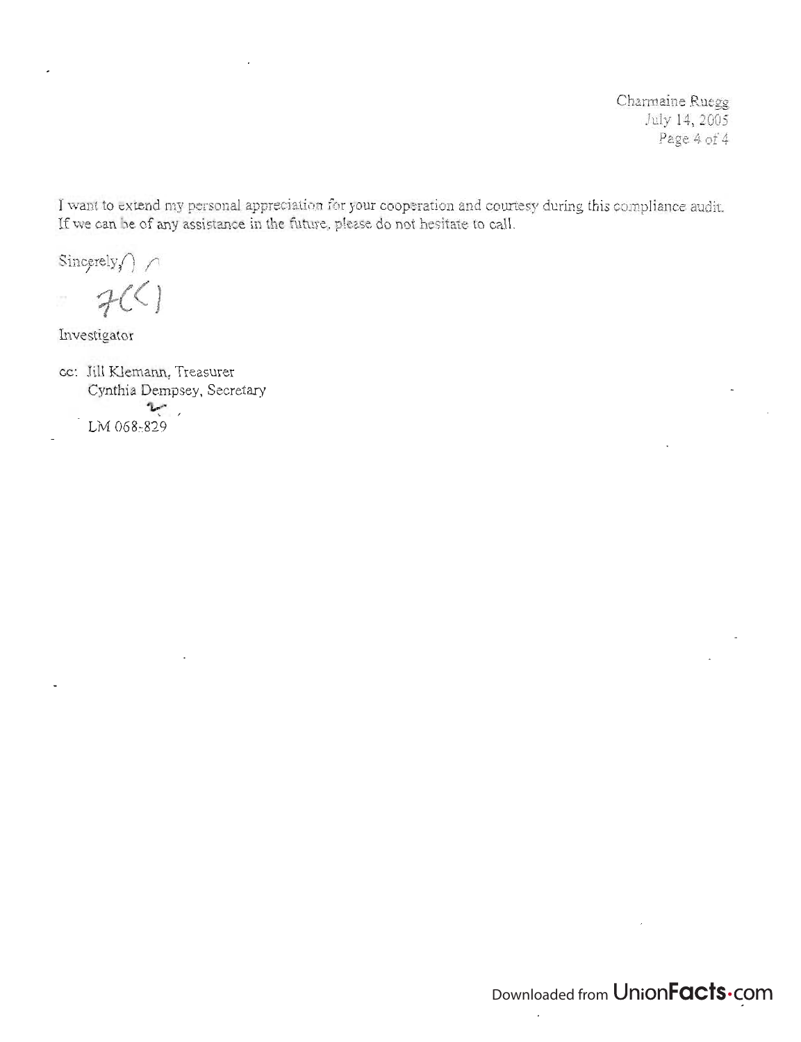I want to extend my personal appreciation for your cooperation and courtesy during this compliance audit. If we can be of any assistance in the future, please do not hesitate to call.

Sincerely,

7(c)

Investigator

cc: Jill Klemann, Treasurer
    Cynthia Dempsey, Secretary

LM 068-829